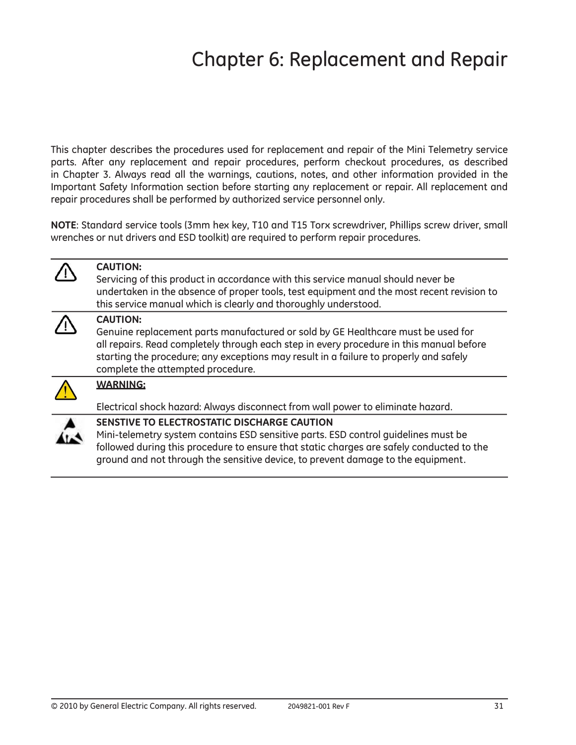# Chapter 6: Replacement and Repair

This chapter describes the procedures used for replacement and repair of the Mini Telemetry service parts. After any replacement and repair procedures, perform checkout procedures, as described in Chapter 3. Always read all the warnings, cautions, notes, and other information provided in the Important Safety Information section before starting any replacement or repair. All replacement and repair procedures shall be performed by authorized service personnel only.

**NOTE**: Standard service tools (3mm hex key, T10 and T15 Torx screwdriver, Phillips screw driver, small wrenches or nut drivers and ESD toolkit) are required to perform repair procedures.

---

**CAUTION:**
Servicing of this product in accordance with this service manual should never be undertaken in the absence of proper tools, test equipment and the most recent revision to this service manual which is clearly and thoroughly understood.

---

**CAUTION:**
Genuine replacement parts manufactured or sold by GE Healthcare must be used for all repairs. Read completely through each step in every procedure in this manual before starting the procedure; any exceptions may result in a failure to properly and safely complete the attempted procedure.

---

**WARNING:**

Electrical shock hazard: Always disconnect from wall power to eliminate hazard.

---

**SENSTIVE TO ELECTROSTATIC DISCHARGE CAUTION**
Mini-telemetry system contains ESD sensitive parts. ESD control guidelines must be followed during this procedure to ensure that static charges are safely conducted to the ground and not through the sensitive device, to prevent damage to the equipment.

---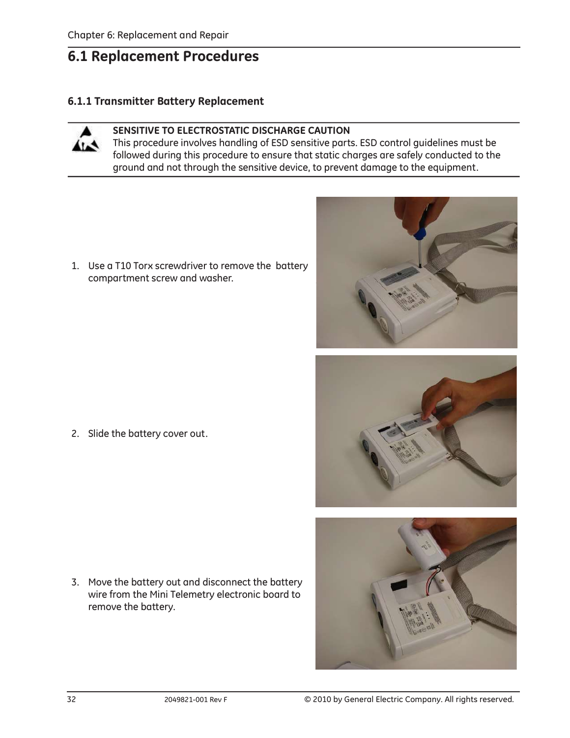## 6.1 Replacement Procedures

### 6.1.1 Transmitter Battery Replacement

**SENSITIVE TO ELECTROSTATIC DISCHARGE CAUTION**
This procedure involves handling of ESD sensitive parts. ESD control guidelines must be followed during this procedure to ensure that static charges are safely conducted to the ground and not through the sensitive device, to prevent damage to the equipment.

1. Use a T10 Torx screwdriver to remove the battery compartment screw and washer.

2. Slide the battery cover out.

3. Move the battery out and disconnect the battery wire from the Mini Telemetry electronic board to remove the battery.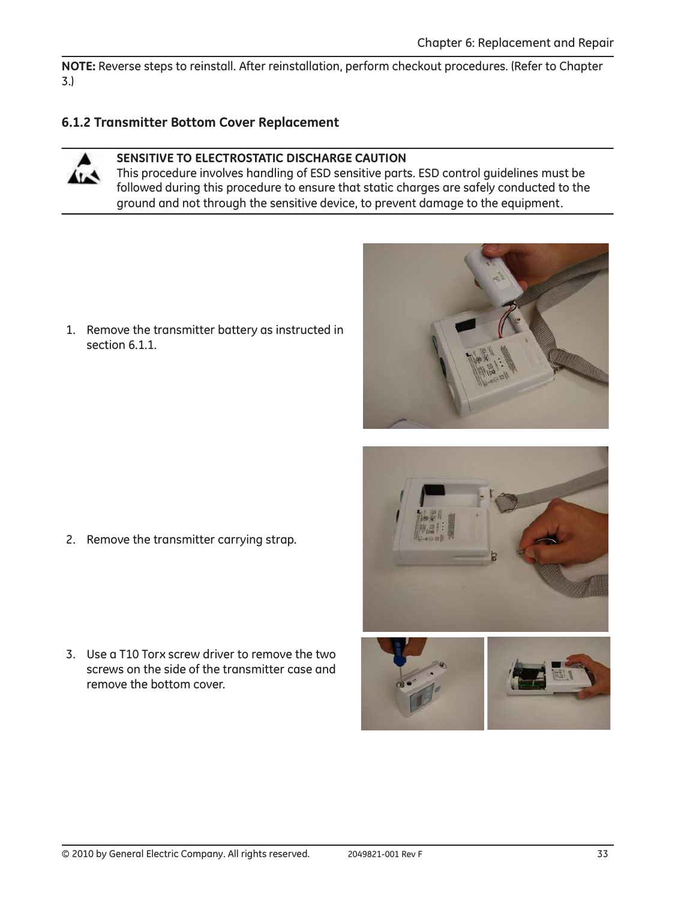**NOTE:** Reverse steps to reinstall. After reinstallation, perform checkout procedures. (Refer to Chapter 3.)

### 6.1.2 Transmitter Bottom Cover Replacement

**SENSITIVE TO ELECTROSTATIC DISCHARGE CAUTION**
This procedure involves handling of ESD sensitive parts. ESD control guidelines must be followed during this procedure to ensure that static charges are safely conducted to the ground and not through the sensitive device, to prevent damage to the equipment.

1. Remove the transmitter battery as instructed in section 6.1.1.

2. Remove the transmitter carrying strap.

3. Use a T10 Torx screw driver to remove the two screws on the side of the transmitter case and remove the bottom cover.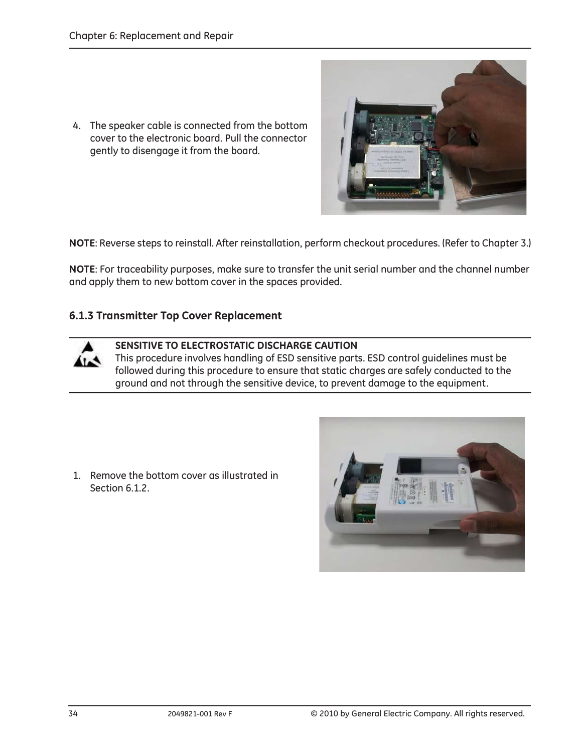4. The speaker cable is connected from the bottom cover to the electronic board. Pull the connector gently to disengage it from the board.

**NOTE**: Reverse steps to reinstall. After reinstallation, perform checkout procedures. (Refer to Chapter 3.)

**NOTE**: For traceability purposes, make sure to transfer the unit serial number and the channel number and apply them to new bottom cover in the spaces provided.

### 6.1.3 Transmitter Top Cover Replacement

**SENSITIVE TO ELECTROSTATIC DISCHARGE CAUTION**
This procedure involves handling of ESD sensitive parts. ESD control guidelines must be followed during this procedure to ensure that static charges are safely conducted to the ground and not through the sensitive device, to prevent damage to the equipment.

1. Remove the bottom cover as illustrated in Section 6.1.2.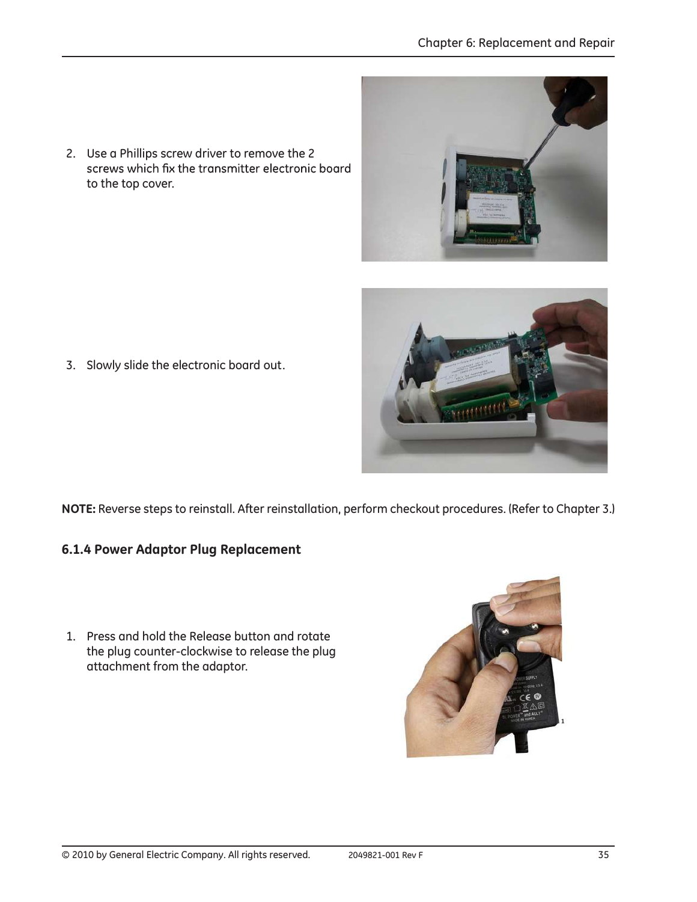2. Use a Phillips screw driver to remove the 2 screws which fix the transmitter electronic board to the top cover.

3. Slowly slide the electronic board out.

**NOTE:** Reverse steps to reinstall. After reinstallation, perform checkout procedures. (Refer to Chapter 3.)

### 6.1.4 Power Adaptor Plug Replacement

1. Press and hold the Release button and rotate the plug counter-clockwise to release the plug attachment from the adaptor.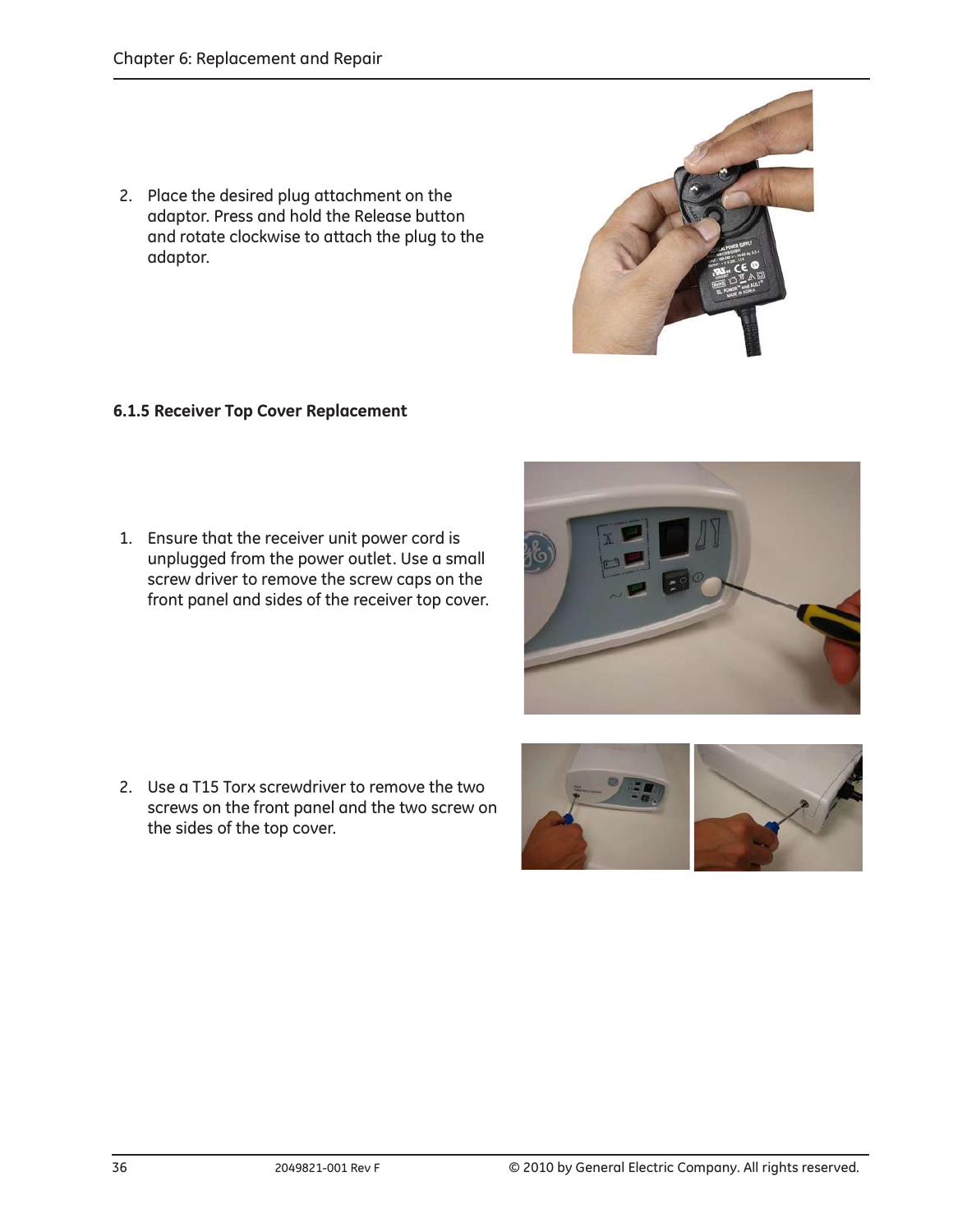2. Place the desired plug attachment on the adaptor. Press and hold the Release button and rotate clockwise to attach the plug to the adaptor.

### 6.1.5 Receiver Top Cover Replacement

1. Ensure that the receiver unit power cord is unplugged from the power outlet. Use a small screw driver to remove the screw caps on the front panel and sides of the receiver top cover.

2. Use a T15 Torx screwdriver to remove the two screws on the front panel and the two screw on the sides of the top cover.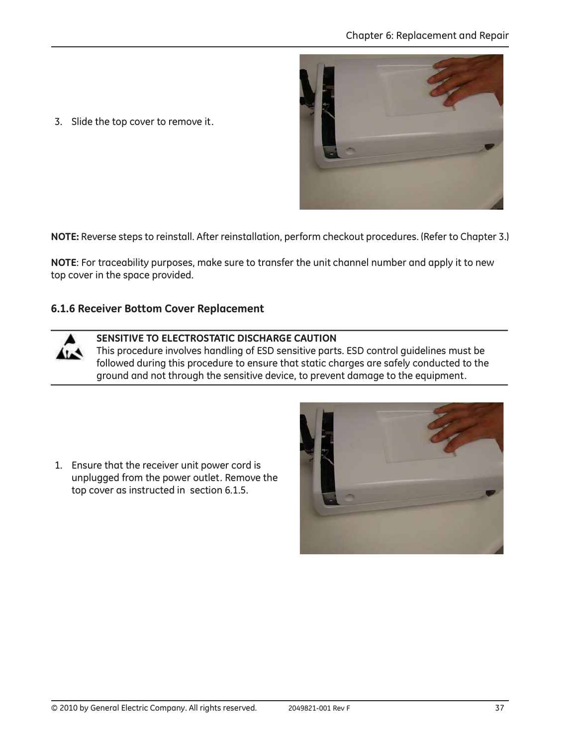3. Slide the top cover to remove it.

**NOTE:** Reverse steps to reinstall. After reinstallation, perform checkout procedures. (Refer to Chapter 3.)

**NOTE**: For traceability purposes, make sure to transfer the unit channel number and apply it to new top cover in the space provided.

### 6.1.6 Receiver Bottom Cover Replacement

**SENSITIVE TO ELECTROSTATIC DISCHARGE CAUTION**
This procedure involves handling of ESD sensitive parts. ESD control guidelines must be followed during this procedure to ensure that static charges are safely conducted to the ground and not through the sensitive device, to prevent damage to the equipment.

1. Ensure that the receiver unit power cord is unplugged from the power outlet. Remove the top cover as instructed in section 6.1.5.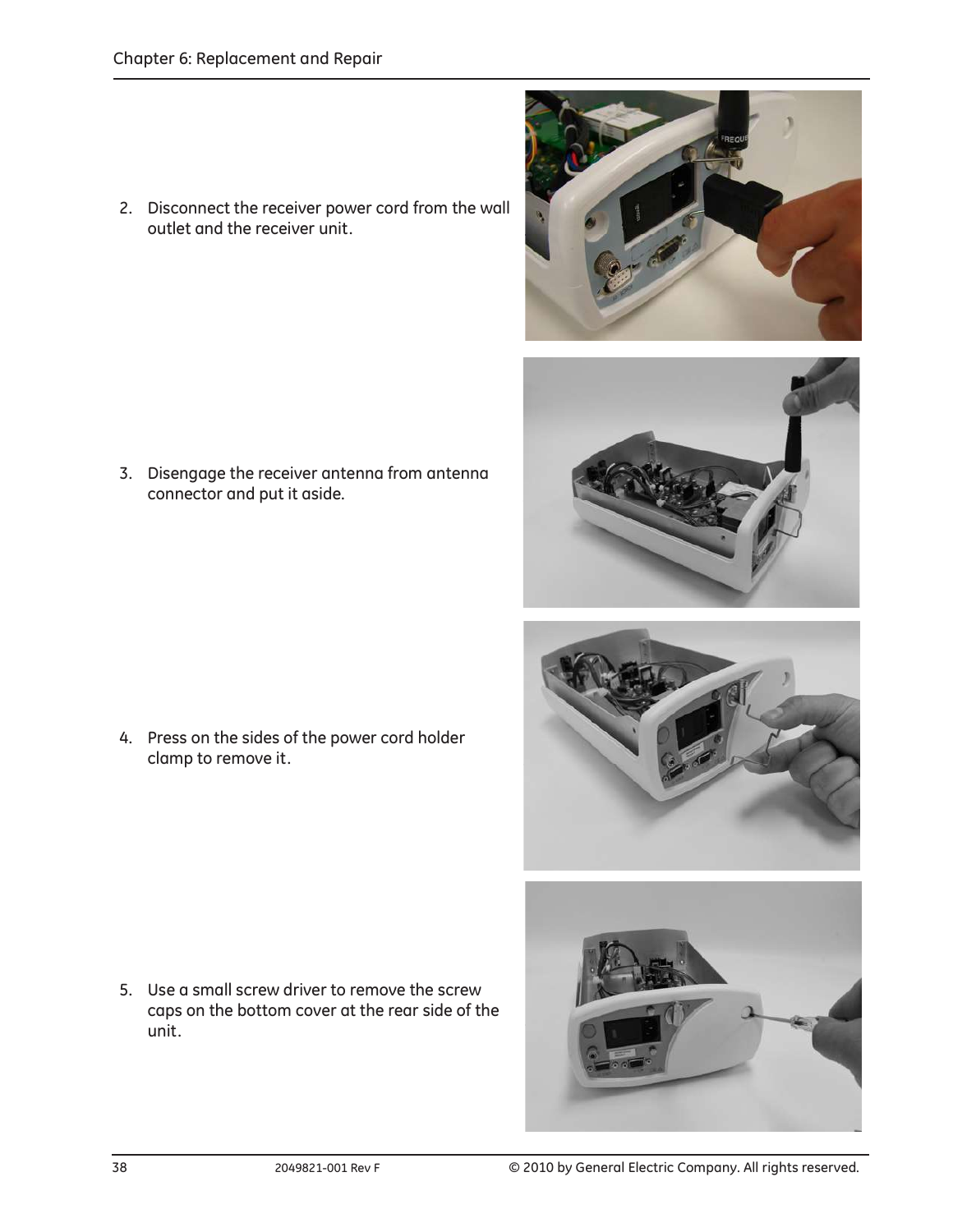2. Disconnect the receiver power cord from the wall outlet and the receiver unit.

3. Disengage the receiver antenna from antenna connector and put it aside.

4. Press on the sides of the power cord holder clamp to remove it.

5. Use a small screw driver to remove the screw caps on the bottom cover at the rear side of the unit.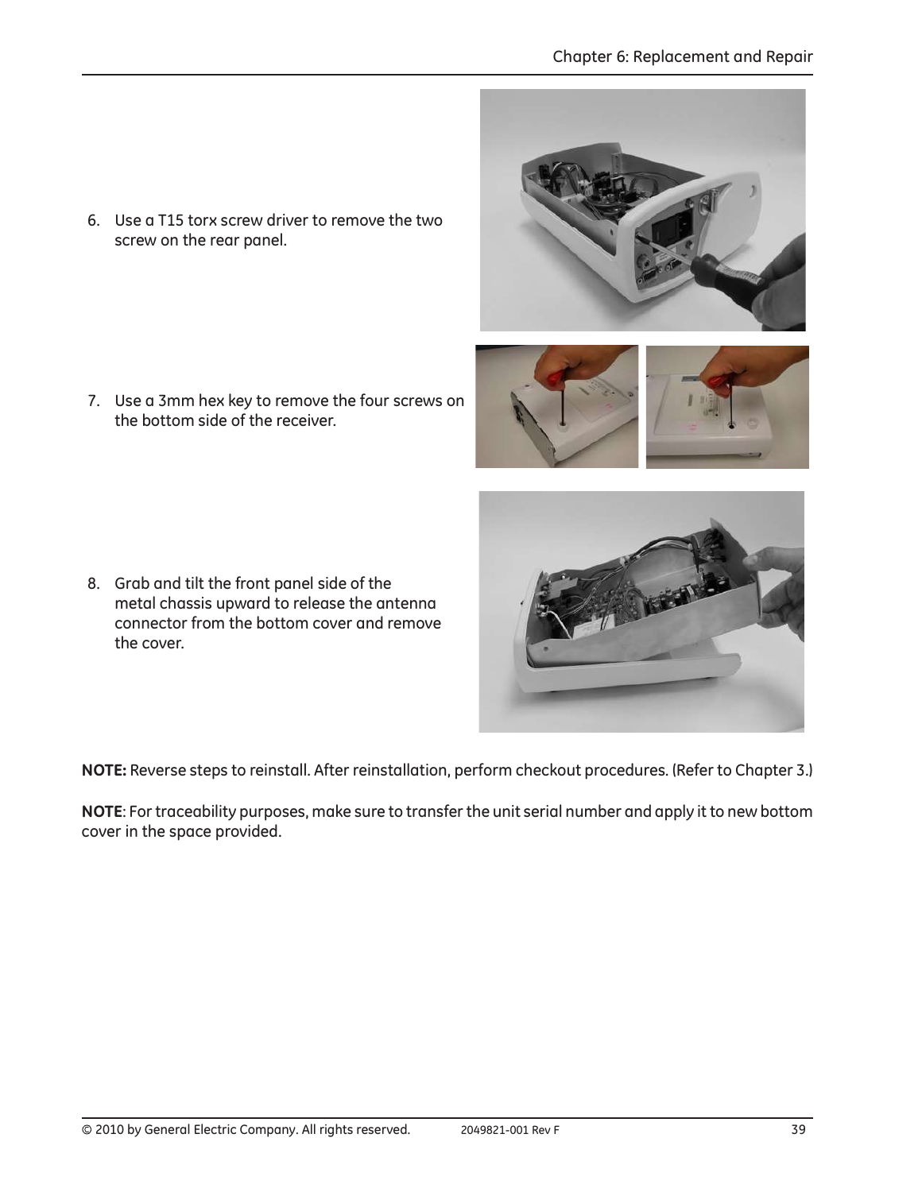6. Use a T15 torx screw driver to remove the two screw on the rear panel.

7. Use a 3mm hex key to remove the four screws on the bottom side of the receiver.

8. Grab and tilt the front panel side of the metal chassis upward to release the antenna connector from the bottom cover and remove the cover.

**NOTE:** Reverse steps to reinstall. After reinstallation, perform checkout procedures. (Refer to Chapter 3.)

**NOTE**: For traceability purposes, make sure to transfer the unit serial number and apply it to new bottom cover in the space provided.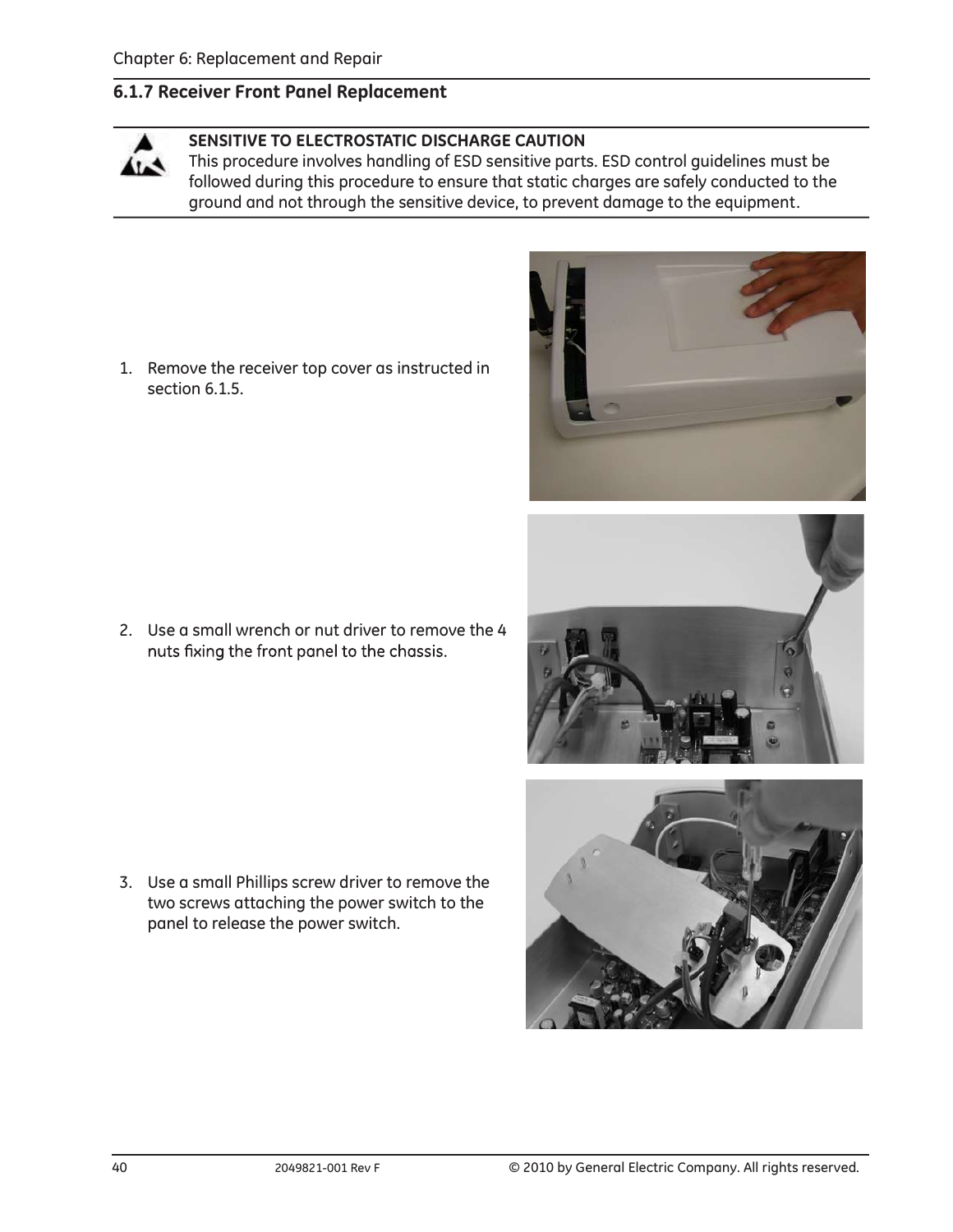### 6.1.7 Receiver Front Panel Replacement

**SENSITIVE TO ELECTROSTATIC DISCHARGE CAUTION**
This procedure involves handling of ESD sensitive parts. ESD control guidelines must be followed during this procedure to ensure that static charges are safely conducted to the ground and not through the sensitive device, to prevent damage to the equipment.

1. Remove the receiver top cover as instructed in section 6.1.5.

2. Use a small wrench or nut driver to remove the 4 nuts fixing the front panel to the chassis.

3. Use a small Phillips screw driver to remove the two screws attaching the power switch to the panel to release the power switch.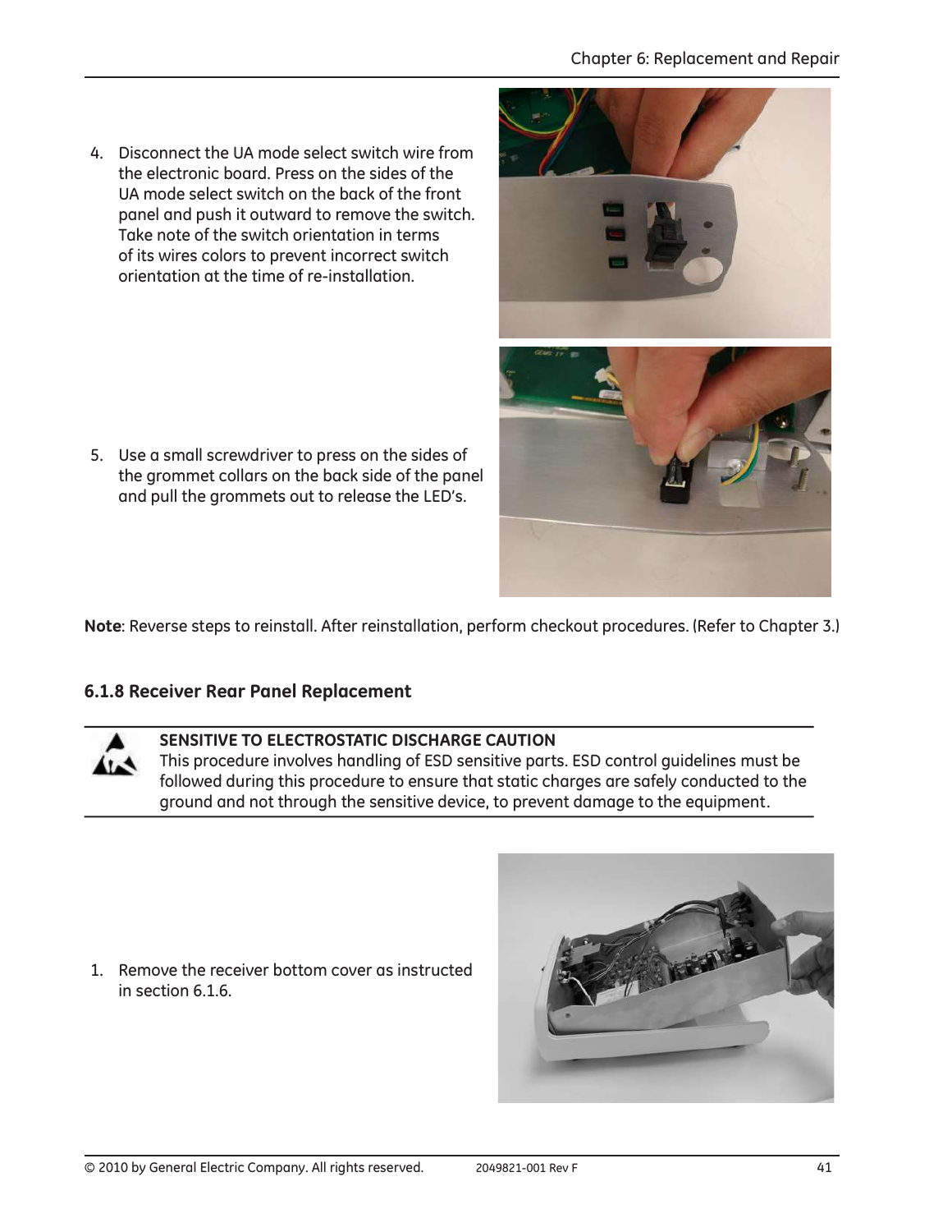4. Disconnect the UA mode select switch wire from the electronic board. Press on the sides of the UA mode select switch on the back of the front panel and push it outward to remove the switch. Take note of the switch orientation in terms of its wires colors to prevent incorrect switch orientation at the time of re-installation.

5. Use a small screwdriver to press on the sides of the grommet collars on the back side of the panel and pull the grommets out to release the LED's.

**Note**: Reverse steps to reinstall. After reinstallation, perform checkout procedures. (Refer to Chapter 3.)

### 6.1.8 Receiver Rear Panel Replacement

**SENSITIVE TO ELECTROSTATIC DISCHARGE CAUTION**
This procedure involves handling of ESD sensitive parts. ESD control guidelines must be followed during this procedure to ensure that static charges are safely conducted to the ground and not through the sensitive device, to prevent damage to the equipment.

1. Remove the receiver bottom cover as instructed in section 6.1.6.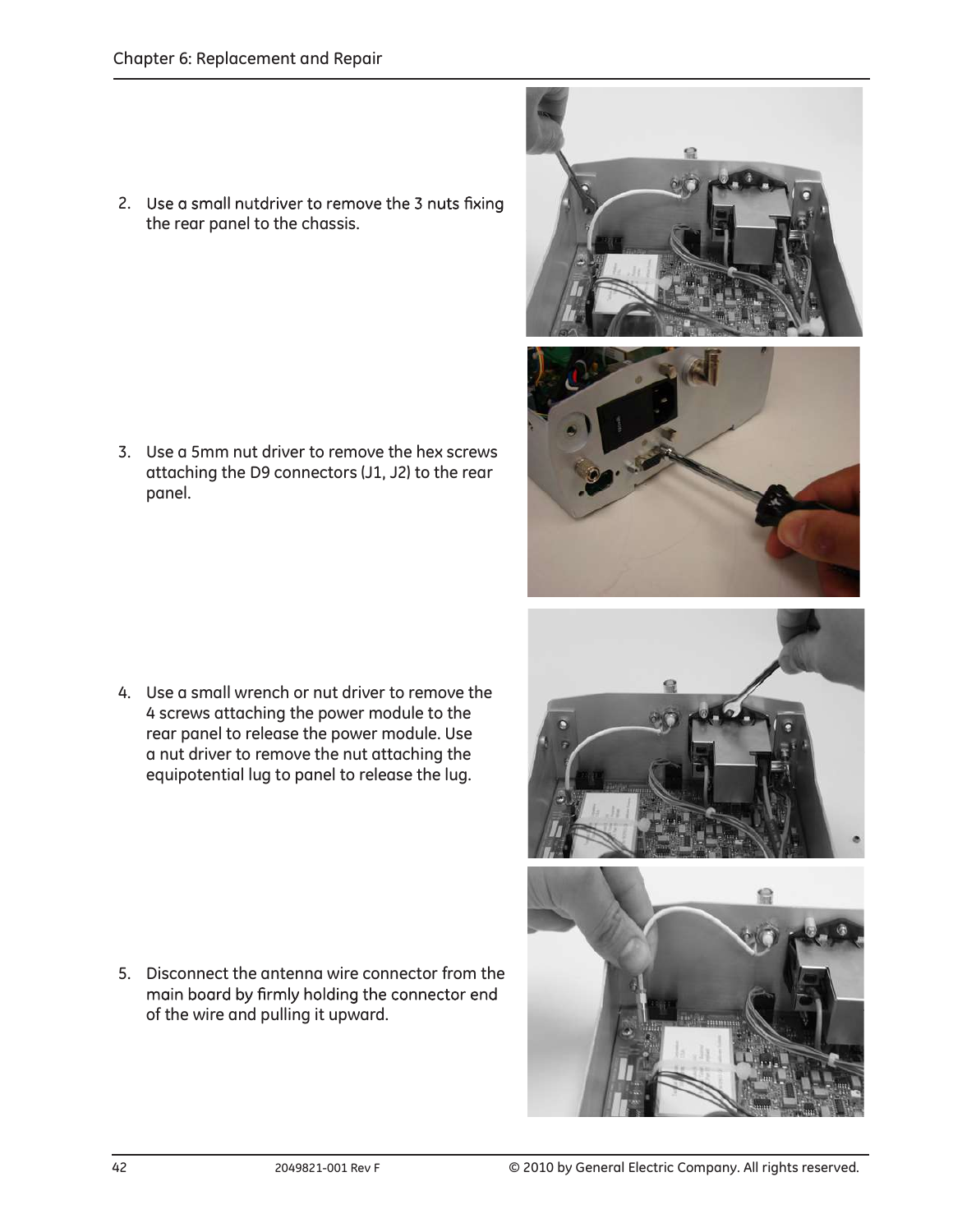2. Use a small nutdriver to remove the 3 nuts fixing the rear panel to the chassis.

3. Use a 5mm nut driver to remove the hex screws attaching the D9 connectors (J1, J2) to the rear panel.

4. Use a small wrench or nut driver to remove the 4 screws attaching the power module to the rear panel to release the power module. Use a nut driver to remove the nut attaching the equipotential lug to panel to release the lug.

5. Disconnect the antenna wire connector from the main board by firmly holding the connector end of the wire and pulling it upward.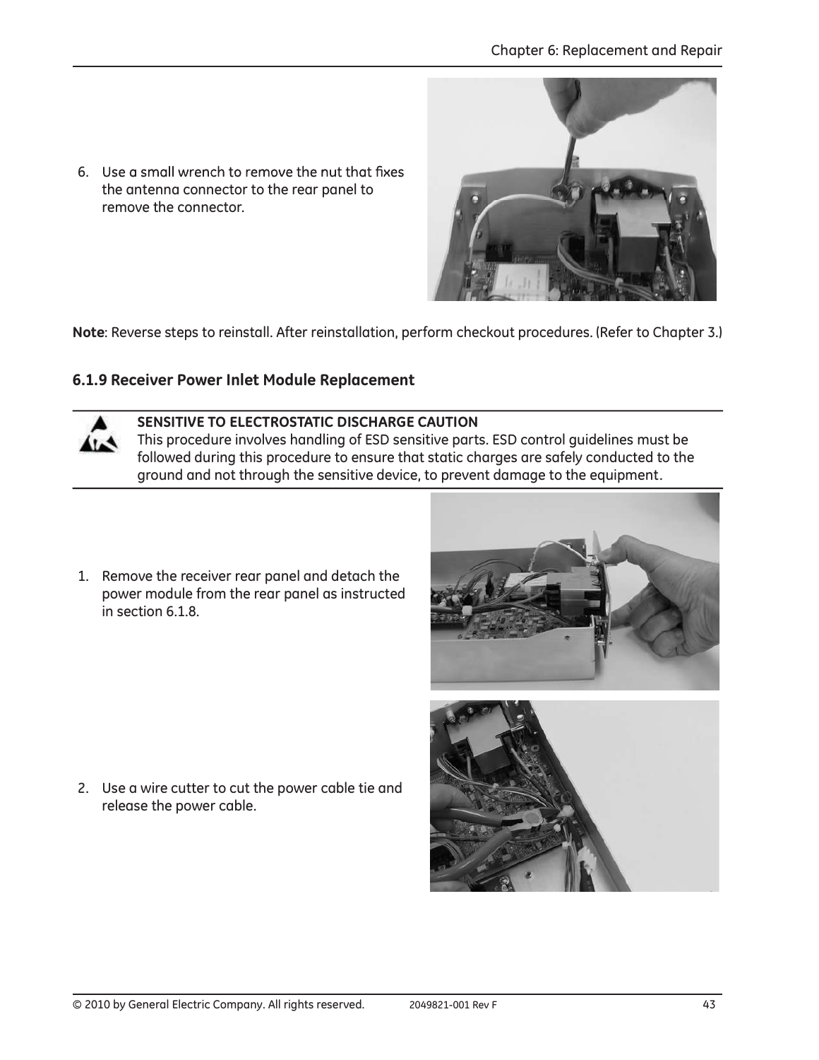6. Use a small wrench to remove the nut that fixes the antenna connector to the rear panel to remove the connector.

**Note**: Reverse steps to reinstall. After reinstallation, perform checkout procedures. (Refer to Chapter 3.)

### 6.1.9 Receiver Power Inlet Module Replacement

**SENSITIVE TO ELECTROSTATIC DISCHARGE CAUTION**
This procedure involves handling of ESD sensitive parts. ESD control guidelines must be followed during this procedure to ensure that static charges are safely conducted to the ground and not through the sensitive device, to prevent damage to the equipment.

1. Remove the receiver rear panel and detach the power module from the rear panel as instructed in section 6.1.8.

2. Use a wire cutter to cut the power cable tie and release the power cable.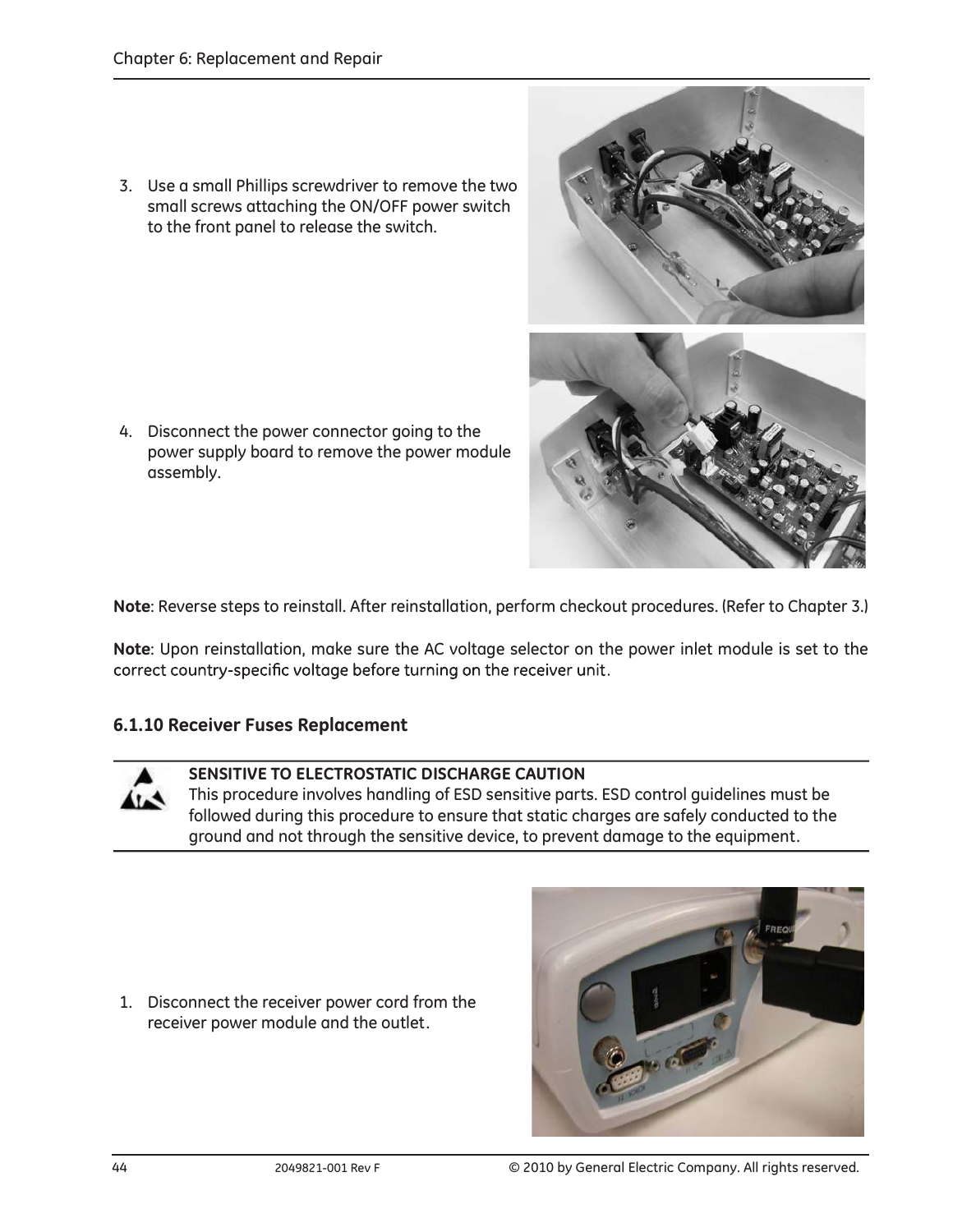3. Use a small Phillips screwdriver to remove the two small screws attaching the ON/OFF power switch to the front panel to release the switch.

4. Disconnect the power connector going to the power supply board to remove the power module assembly.

**Note**: Reverse steps to reinstall. After reinstallation, perform checkout procedures. (Refer to Chapter 3.)

**Note**: Upon reinstallation, make sure the AC voltage selector on the power inlet module is set to the correct country-specific voltage before turning on the receiver unit.

### 6.1.10 Receiver Fuses Replacement

**SENSITIVE TO ELECTROSTATIC DISCHARGE CAUTION**

This procedure involves handling of ESD sensitive parts. ESD control guidelines must be followed during this procedure to ensure that static charges are safely conducted to the ground and not through the sensitive device, to prevent damage to the equipment.

1. Disconnect the receiver power cord from the receiver power module and the outlet.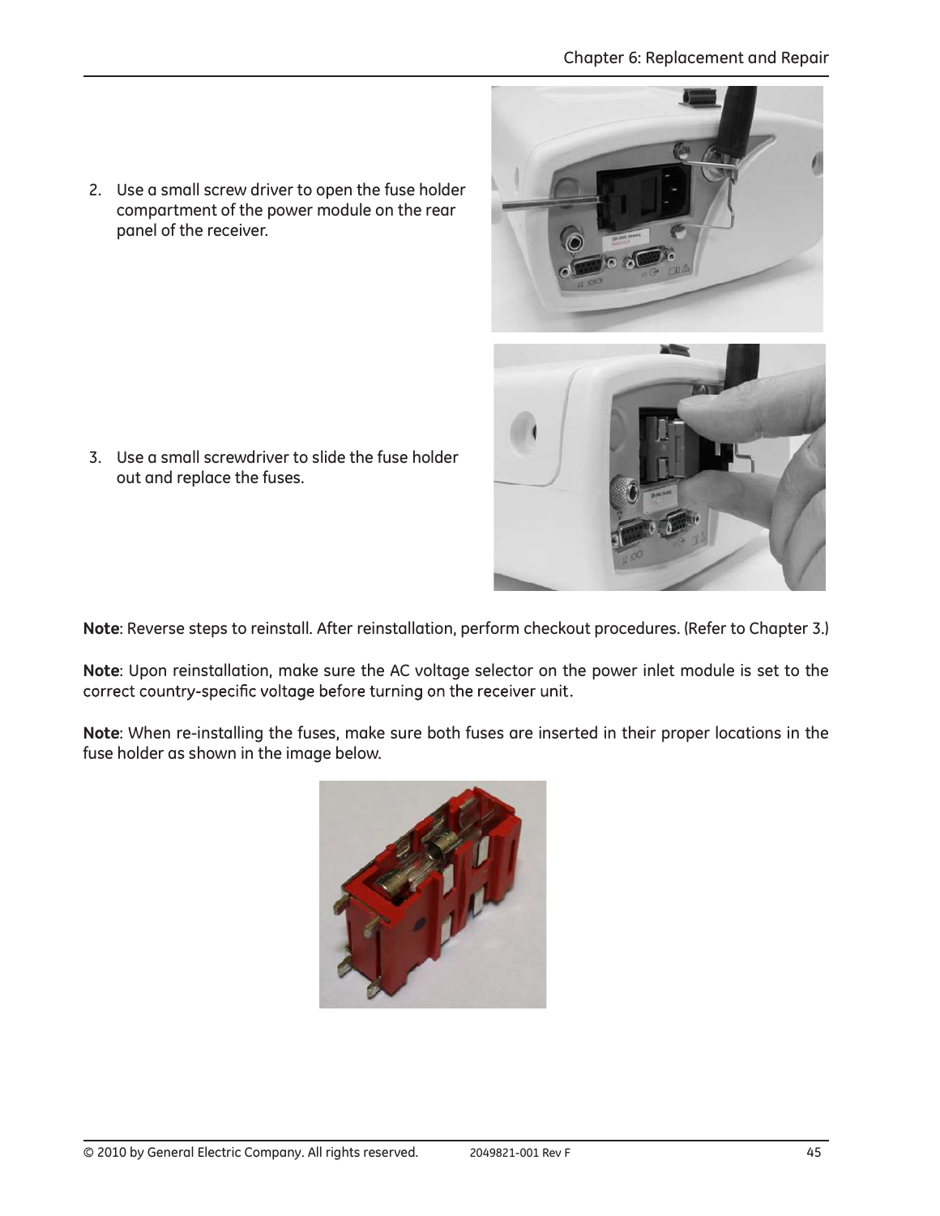2. Use a small screw driver to open the fuse holder compartment of the power module on the rear panel of the receiver.

3. Use a small screwdriver to slide the fuse holder out and replace the fuses.

**Note**: Reverse steps to reinstall. After reinstallation, perform checkout procedures. (Refer to Chapter 3.)

**Note**: Upon reinstallation, make sure the AC voltage selector on the power inlet module is set to the correct country-specific voltage before turning on the receiver unit.

**Note**: When re-installing the fuses, make sure both fuses are inserted in their proper locations in the fuse holder as shown in the image below.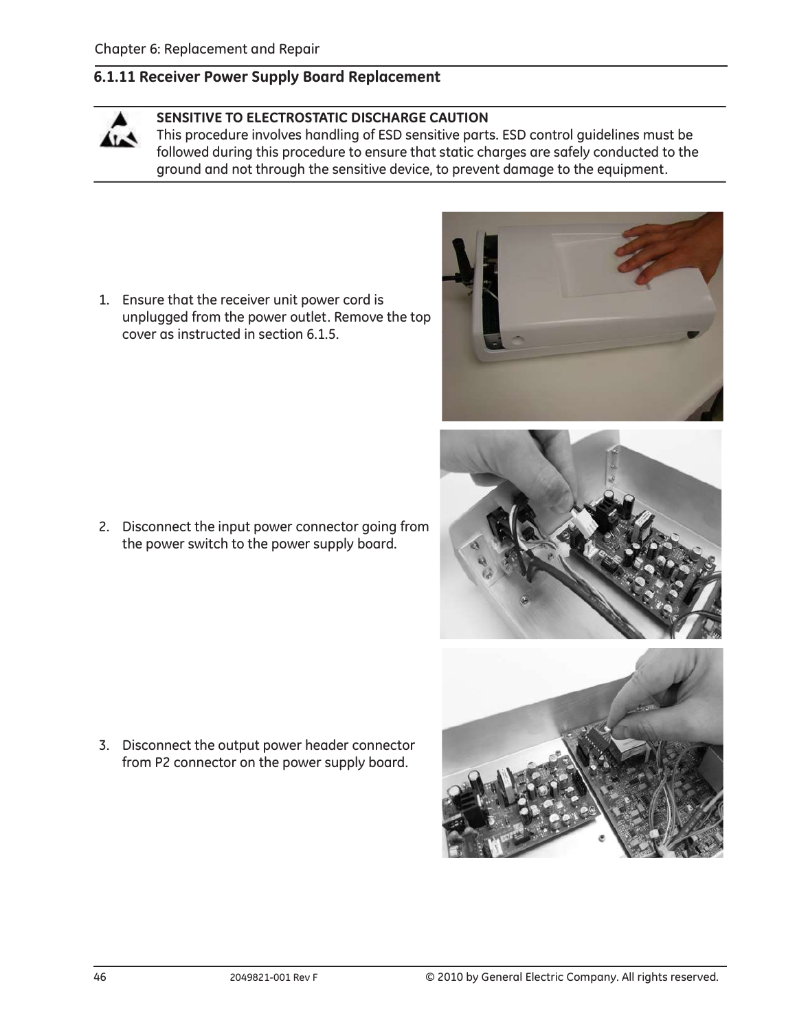### 6.1.11 Receiver Power Supply Board Replacement

**SENSITIVE TO ELECTROSTATIC DISCHARGE CAUTION**
This procedure involves handling of ESD sensitive parts. ESD control guidelines must be followed during this procedure to ensure that static charges are safely conducted to the ground and not through the sensitive device, to prevent damage to the equipment.

1. Ensure that the receiver unit power cord is unplugged from the power outlet. Remove the top cover as instructed in section 6.1.5.

2. Disconnect the input power connector going from the power switch to the power supply board.

3. Disconnect the output power header connector from P2 connector on the power supply board.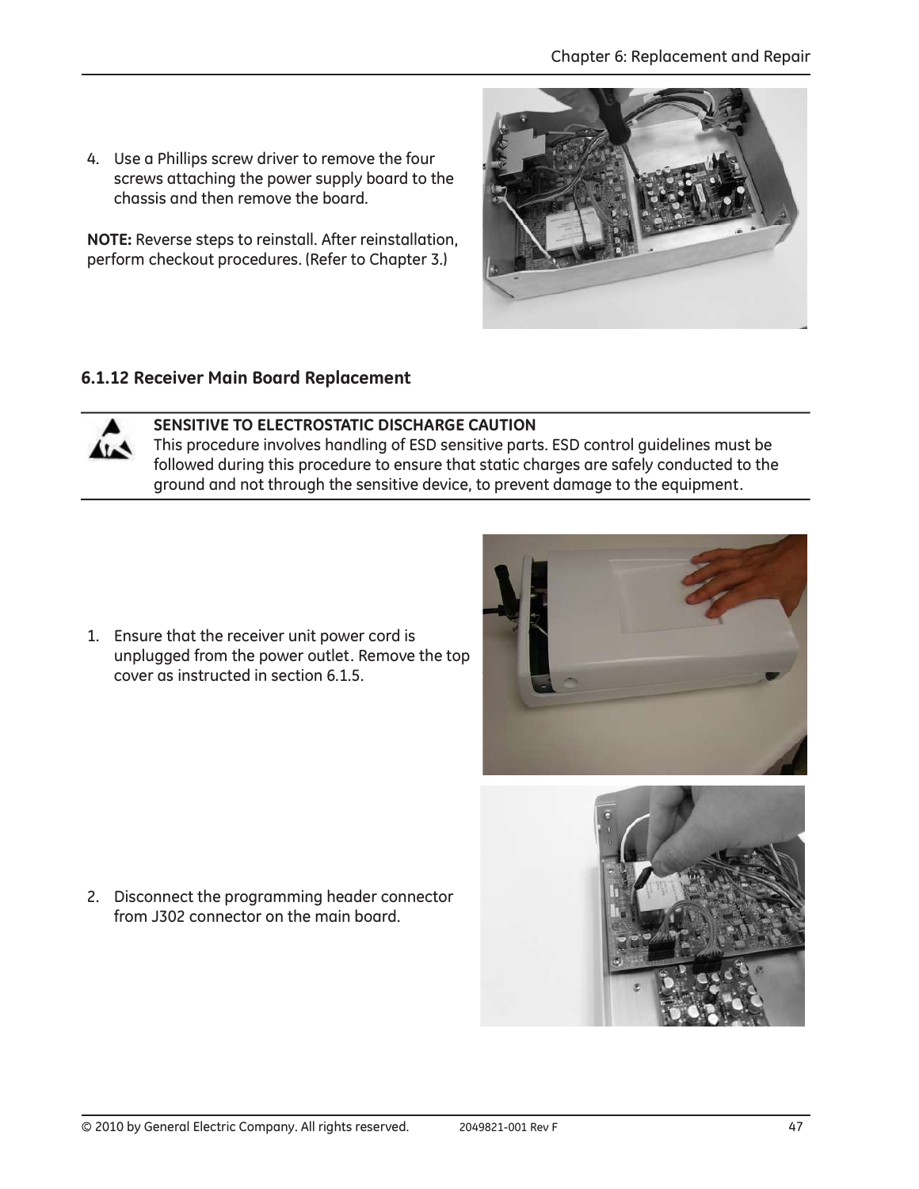4. Use a Phillips screw driver to remove the four screws attaching the power supply board to the chassis and then remove the board.

**NOTE:** Reverse steps to reinstall. After reinstallation, perform checkout procedures. (Refer to Chapter 3.)

### 6.1.12 Receiver Main Board Replacement

**SENSITIVE TO ELECTROSTATIC DISCHARGE CAUTION**
This procedure involves handling of ESD sensitive parts. ESD control guidelines must be followed during this procedure to ensure that static charges are safely conducted to the ground and not through the sensitive device, to prevent damage to the equipment.

1. Ensure that the receiver unit power cord is unplugged from the power outlet. Remove the top cover as instructed in section 6.1.5.

2. Disconnect the programming header connector from J302 connector on the main board.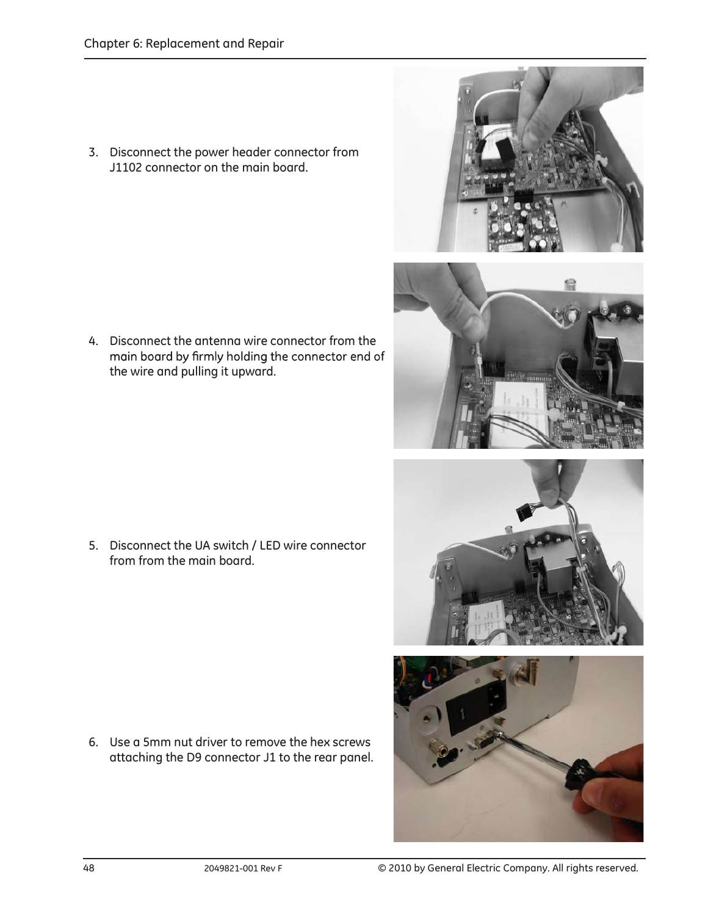3. Disconnect the power header connector from J1102 connector on the main board.

4. Disconnect the antenna wire connector from the main board by firmly holding the connector end of the wire and pulling it upward.

5. Disconnect the UA switch / LED wire connector from from the main board.

6. Use a 5mm nut driver to remove the hex screws attaching the D9 connector J1 to the rear panel.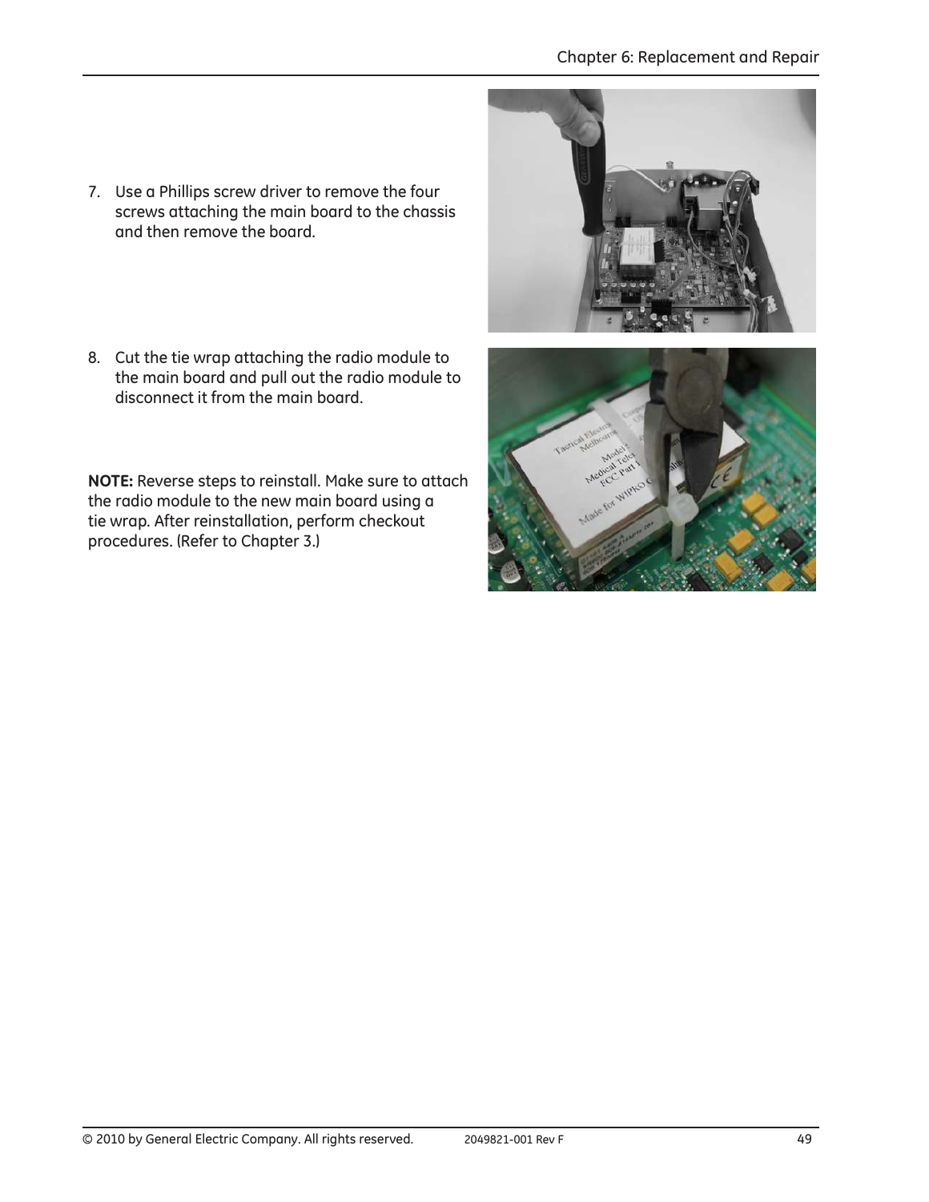7. Use a Phillips screw driver to remove the four screws attaching the main board to the chassis and then remove the board.

8. Cut the tie wrap attaching the radio module to the main board and pull out the radio module to disconnect it from the main board.

**NOTE:** Reverse steps to reinstall. Make sure to attach the radio module to the new main board using a tie wrap. After reinstallation, perform checkout procedures. (Refer to Chapter 3.)